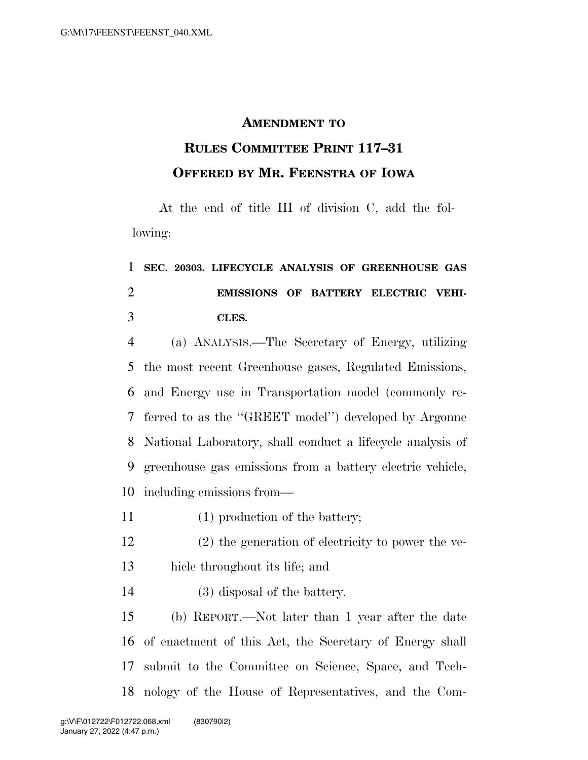# AMENDMENT TO RULES COMMITTEE PRINT 117–31 OFFERED BY MR. FEENSTRA OF IOWA

At the end of title III of division C, add the following:

**SEC. 20303. LIFECYCLE ANALYSIS OF GREENHOUSE GAS EMISSIONS OF BATTERY ELECTRIC VEHICLES.**

(a) ANALYSIS.—The Secretary of Energy, utilizing the most recent Greenhouse gases, Regulated Emissions, and Energy use in Transportation model (commonly referred to as the "GREET model") developed by Argonne National Laboratory, shall conduct a lifecycle analysis of greenhouse gas emissions from a battery electric vehicle, including emissions from—

(1) production of the battery;

(2) the generation of electricity to power the vehicle throughout its life; and

(3) disposal of the battery.

(b) REPORT.—Not later than 1 year after the date of enactment of this Act, the Secretary of Energy shall submit to the Committee on Science, Space, and Technology of the House of Representatives, and the Com-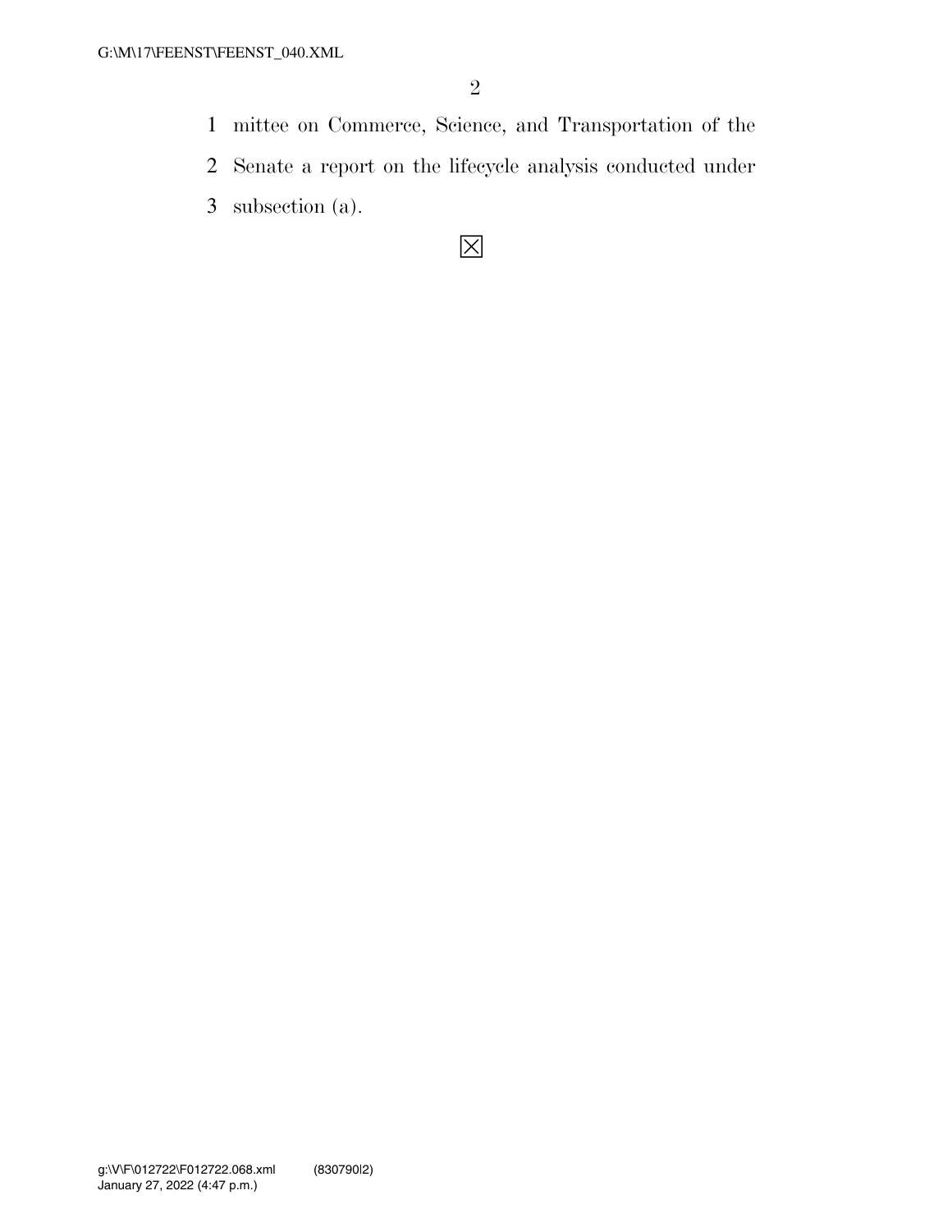mittee on Commerce, Science, and Transportation of the Senate a report on the lifecycle analysis conducted under subsection (a).

☒